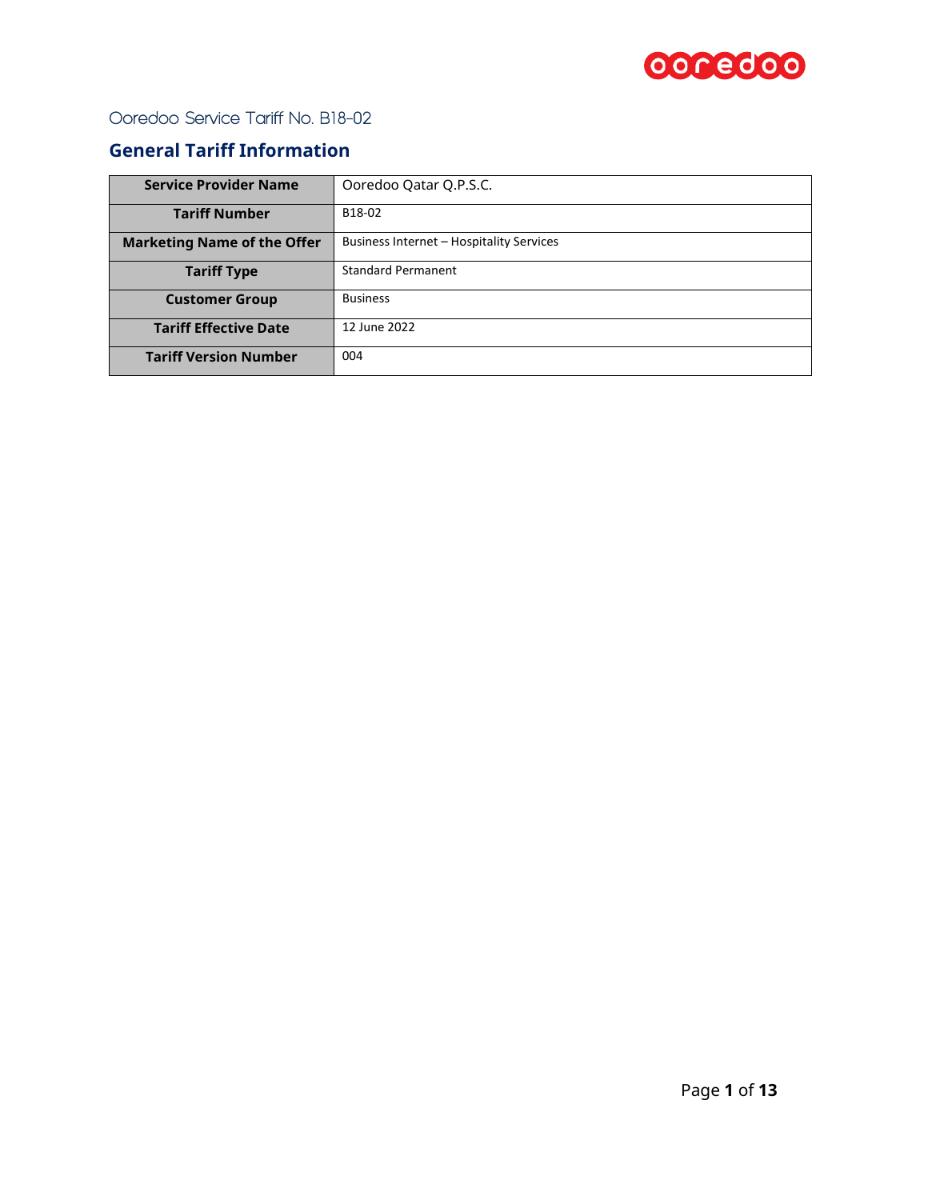Ooredoo Service Tariff No. B18-02

## General Tariff Information

| Service Provider Name | Ooredoo Qatar Q.P.S.C. |
|---|---|
| Tariff Number | B18-02 |
| Marketing Name of the Offer | Business Internet – Hospitality Services |
| Tariff Type | Standard Permanent |
| Customer Group | Business |
| Tariff Effective Date | 12 June 2022 |
| Tariff Version Number | 004 |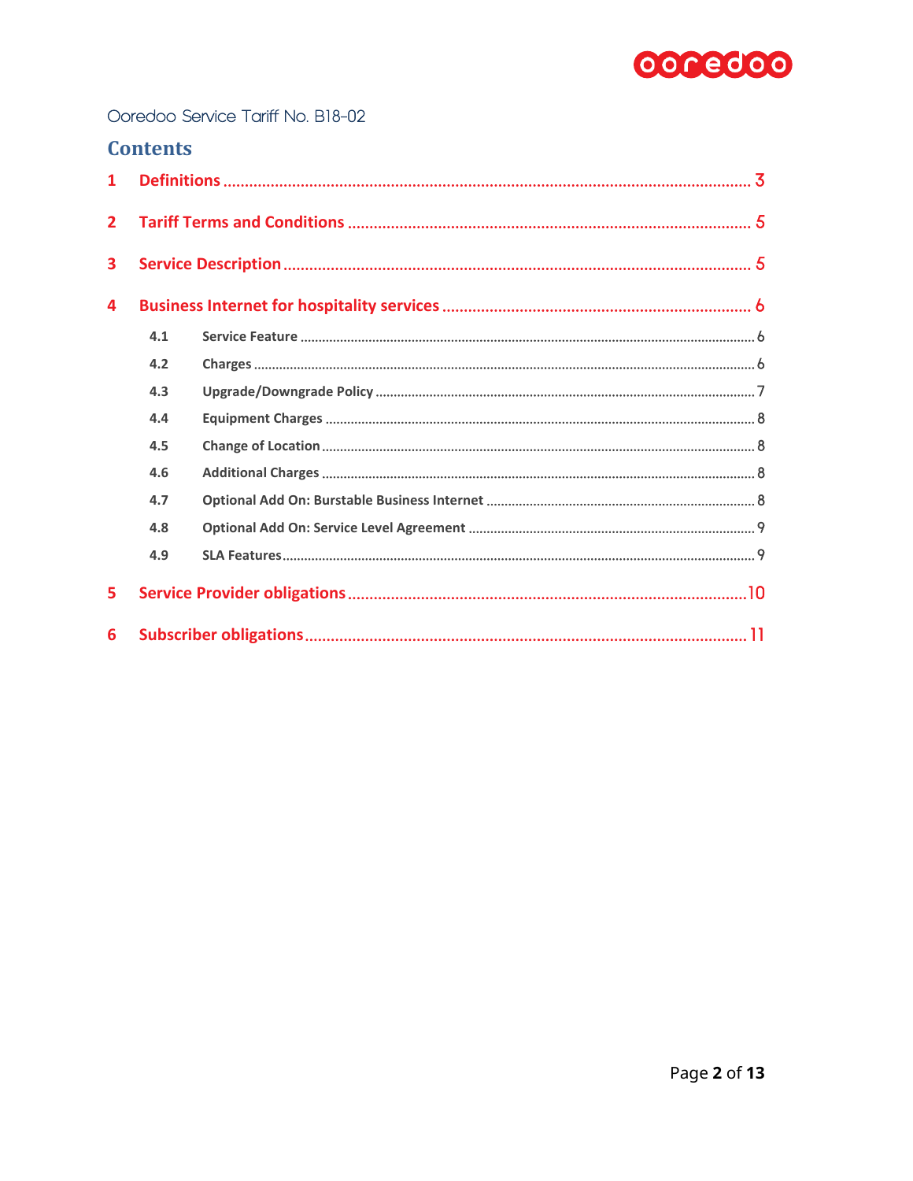Ooredoo Service Tariff No. B18-02

# Contents

1 Definitions ........ 3

2 Tariff Terms and Conditions ........ 5

3 Service Description ........ 5

4 Business Internet for hospitality services ........ 6

- 4.1 Service Feature ........ 6
- 4.2 Charges ........ 6
- 4.3 Upgrade/Downgrade Policy ........ 7
- 4.4 Equipment Charges ........ 8
- 4.5 Change of Location ........ 8
- 4.6 Additional Charges ........ 8
- 4.7 Optional Add On: Burstable Business Internet ........ 8
- 4.8 Optional Add On: Service Level Agreement ........ 9
- 4.9 SLA Features ........ 9

5 Service Provider obligations ........ 10

6 Subscriber obligations ........ 11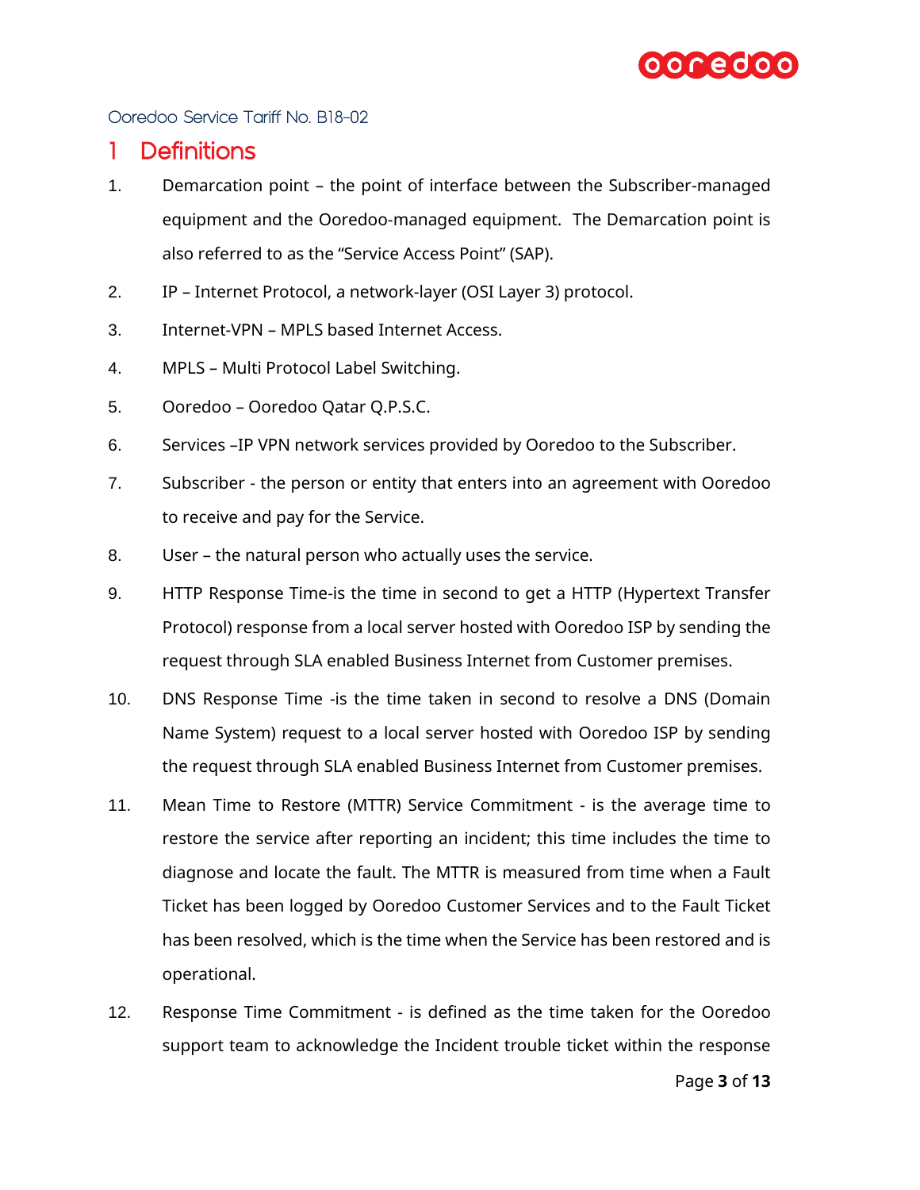Ooredoo Service Tariff No. B18-02

# 1 Definitions

1. Demarcation point – the point of interface between the Subscriber-managed equipment and the Ooredoo-managed equipment. The Demarcation point is also referred to as the "Service Access Point" (SAP).
2. IP – Internet Protocol, a network-layer (OSI Layer 3) protocol.
3. Internet-VPN – MPLS based Internet Access.
4. MPLS – Multi Protocol Label Switching.
5. Ooredoo – Ooredoo Qatar Q.P.S.C.
6. Services –IP VPN network services provided by Ooredoo to the Subscriber.
7. Subscriber - the person or entity that enters into an agreement with Ooredoo to receive and pay for the Service.
8. User – the natural person who actually uses the service.
9. HTTP Response Time-is the time in second to get a HTTP (Hypertext Transfer Protocol) response from a local server hosted with Ooredoo ISP by sending the request through SLA enabled Business Internet from Customer premises.
10. DNS Response Time -is the time taken in second to resolve a DNS (Domain Name System) request to a local server hosted with Ooredoo ISP by sending the request through SLA enabled Business Internet from Customer premises.
11. Mean Time to Restore (MTTR) Service Commitment - is the average time to restore the service after reporting an incident; this time includes the time to diagnose and locate the fault. The MTTR is measured from time when a Fault Ticket has been logged by Ooredoo Customer Services and to the Fault Ticket has been resolved, which is the time when the Service has been restored and is operational.
12. Response Time Commitment - is defined as the time taken for the Ooredoo support team to acknowledge the Incident trouble ticket within the response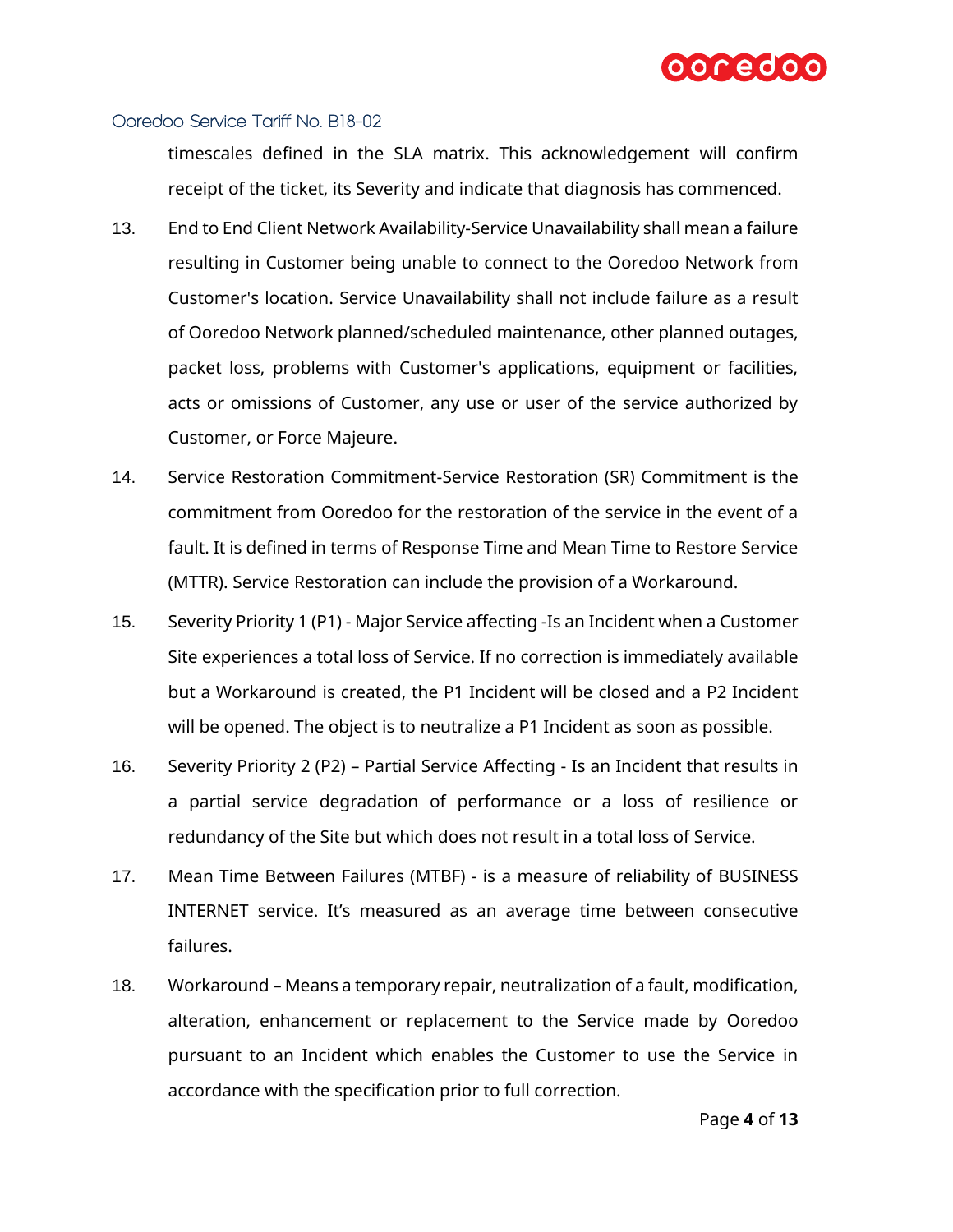timescales defined in the SLA matrix. This acknowledgement will confirm receipt of the ticket, its Severity and indicate that diagnosis has commenced.

13. End to End Client Network Availability-Service Unavailability shall mean a failure resulting in Customer being unable to connect to the Ooredoo Network from Customer's location. Service Unavailability shall not include failure as a result of Ooredoo Network planned/scheduled maintenance, other planned outages, packet loss, problems with Customer's applications, equipment or facilities, acts or omissions of Customer, any use or user of the service authorized by Customer, or Force Majeure.

14. Service Restoration Commitment-Service Restoration (SR) Commitment is the commitment from Ooredoo for the restoration of the service in the event of a fault. It is defined in terms of Response Time and Mean Time to Restore Service (MTTR). Service Restoration can include the provision of a Workaround.

15. Severity Priority 1 (P1) - Major Service affecting -Is an Incident when a Customer Site experiences a total loss of Service. If no correction is immediately available but a Workaround is created, the P1 Incident will be closed and a P2 Incident will be opened. The object is to neutralize a P1 Incident as soon as possible.

16. Severity Priority 2 (P2) – Partial Service Affecting - Is an Incident that results in a partial service degradation of performance or a loss of resilience or redundancy of the Site but which does not result in a total loss of Service.

17. Mean Time Between Failures (MTBF) - is a measure of reliability of BUSINESS INTERNET service. It's measured as an average time between consecutive failures.

18. Workaround – Means a temporary repair, neutralization of a fault, modification, alteration, enhancement or replacement to the Service made by Ooredoo pursuant to an Incident which enables the Customer to use the Service in accordance with the specification prior to full correction.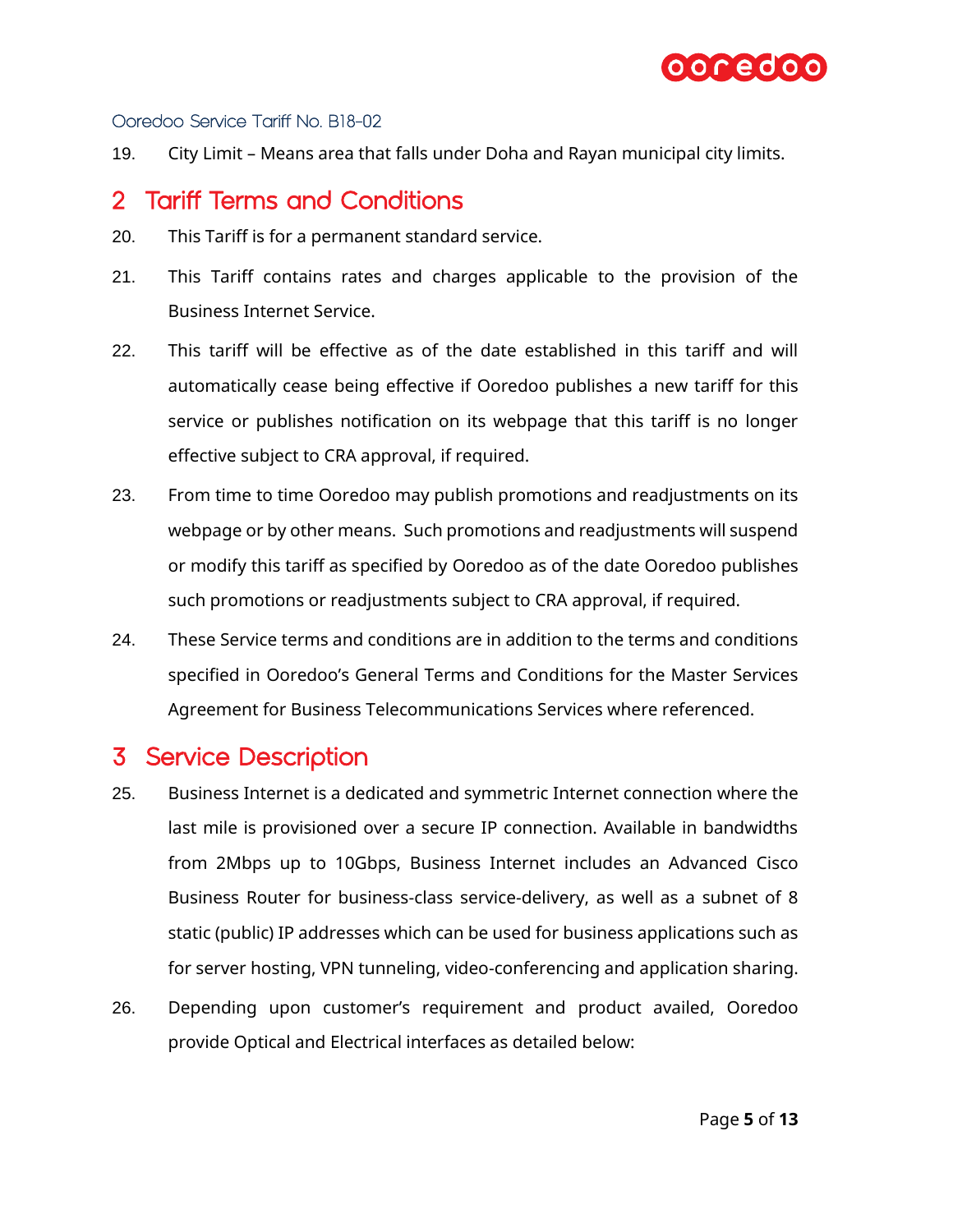19. City Limit – Means area that falls under Doha and Rayan municipal city limits.

## 2 Tariff Terms and Conditions

20. This Tariff is for a permanent standard service.

21. This Tariff contains rates and charges applicable to the provision of the Business Internet Service.

22. This tariff will be effective as of the date established in this tariff and will automatically cease being effective if Ooredoo publishes a new tariff for this service or publishes notification on its webpage that this tariff is no longer effective subject to CRA approval, if required.

23. From time to time Ooredoo may publish promotions and readjustments on its webpage or by other means. Such promotions and readjustments will suspend or modify this tariff as specified by Ooredoo as of the date Ooredoo publishes such promotions or readjustments subject to CRA approval, if required.

24. These Service terms and conditions are in addition to the terms and conditions specified in Ooredoo's General Terms and Conditions for the Master Services Agreement for Business Telecommunications Services where referenced.

## 3 Service Description

25. Business Internet is a dedicated and symmetric Internet connection where the last mile is provisioned over a secure IP connection. Available in bandwidths from 2Mbps up to 10Gbps, Business Internet includes an Advanced Cisco Business Router for business-class service-delivery, as well as a subnet of 8 static (public) IP addresses which can be used for business applications such as for server hosting, VPN tunneling, video-conferencing and application sharing.

26. Depending upon customer's requirement and product availed, Ooredoo provide Optical and Electrical interfaces as detailed below: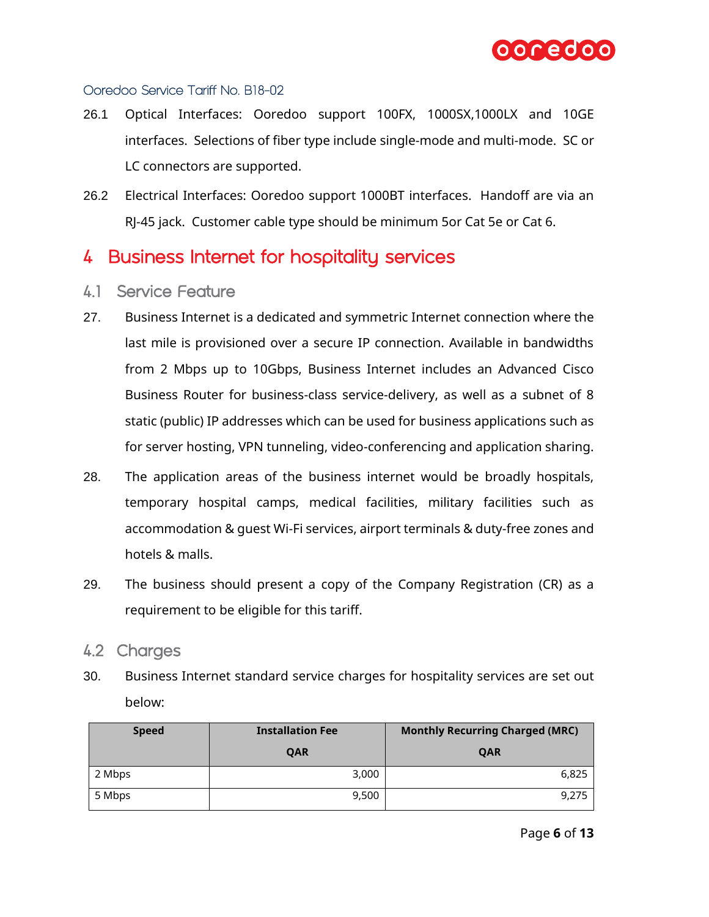26.1 Optical Interfaces: Ooredoo support 100FX, 1000SX,1000LX and 10GE interfaces. Selections of fiber type include single-mode and multi-mode. SC or LC connectors are supported.

26.2 Electrical Interfaces: Ooredoo support 1000BT interfaces. Handoff are via an RJ-45 jack. Customer cable type should be minimum 5or Cat 5e or Cat 6.

# 4 Business Internet for hospitality services

## 4.1 Service Feature

27. Business Internet is a dedicated and symmetric Internet connection where the last mile is provisioned over a secure IP connection. Available in bandwidths from 2 Mbps up to 10Gbps, Business Internet includes an Advanced Cisco Business Router for business-class service-delivery, as well as a subnet of 8 static (public) IP addresses which can be used for business applications such as for server hosting, VPN tunneling, video-conferencing and application sharing.

28. The application areas of the business internet would be broadly hospitals, temporary hospital camps, medical facilities, military facilities such as accommodation & guest Wi-Fi services, airport terminals & duty-free zones and hotels & malls.

29. The business should present a copy of the Company Registration (CR) as a requirement to be eligible for this tariff.

## 4.2 Charges

30. Business Internet standard service charges for hospitality services are set out below:

| Speed | Installation Fee QAR | Monthly Recurring Charged (MRC) QAR |
|---|---:|---:|
| 2 Mbps | 3,000 | 6,825 |
| 5 Mbps | 9,500 | 9,275 |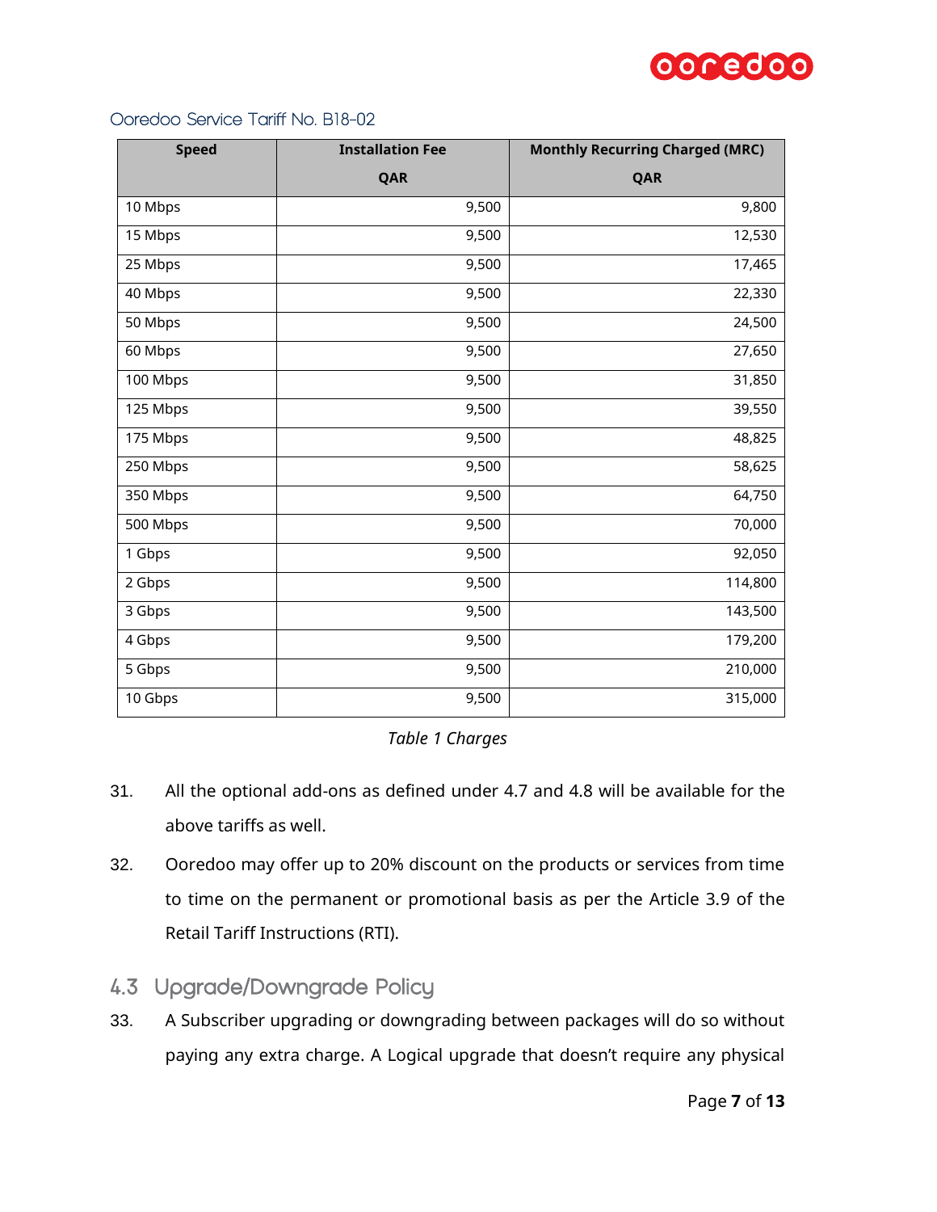Ooredoo Service Tariff No. B18-02

| Speed | Installation Fee<br>QAR | Monthly Recurring Charged (MRC)<br>QAR |
|---|---:|---:|
| 10 Mbps | 9,500 | 9,800 |
| 15 Mbps | 9,500 | 12,530 |
| 25 Mbps | 9,500 | 17,465 |
| 40 Mbps | 9,500 | 22,330 |
| 50 Mbps | 9,500 | 24,500 |
| 60 Mbps | 9,500 | 27,650 |
| 100 Mbps | 9,500 | 31,850 |
| 125 Mbps | 9,500 | 39,550 |
| 175 Mbps | 9,500 | 48,825 |
| 250 Mbps | 9,500 | 58,625 |
| 350 Mbps | 9,500 | 64,750 |
| 500 Mbps | 9,500 | 70,000 |
| 1 Gbps | 9,500 | 92,050 |
| 2 Gbps | 9,500 | 114,800 |
| 3 Gbps | 9,500 | 143,500 |
| 4 Gbps | 9,500 | 179,200 |
| 5 Gbps | 9,500 | 210,000 |
| 10 Gbps | 9,500 | 315,000 |

*Table 1 Charges*

31. All the optional add-ons as defined under 4.7 and 4.8 will be available for the above tariffs as well.

32. Ooredoo may offer up to 20% discount on the products or services from time to time on the permanent or promotional basis as per the Article 3.9 of the Retail Tariff Instructions (RTI).

## 4.3 Upgrade/Downgrade Policy

33. A Subscriber upgrading or downgrading between packages will do so without paying any extra charge. A Logical upgrade that doesn't require any physical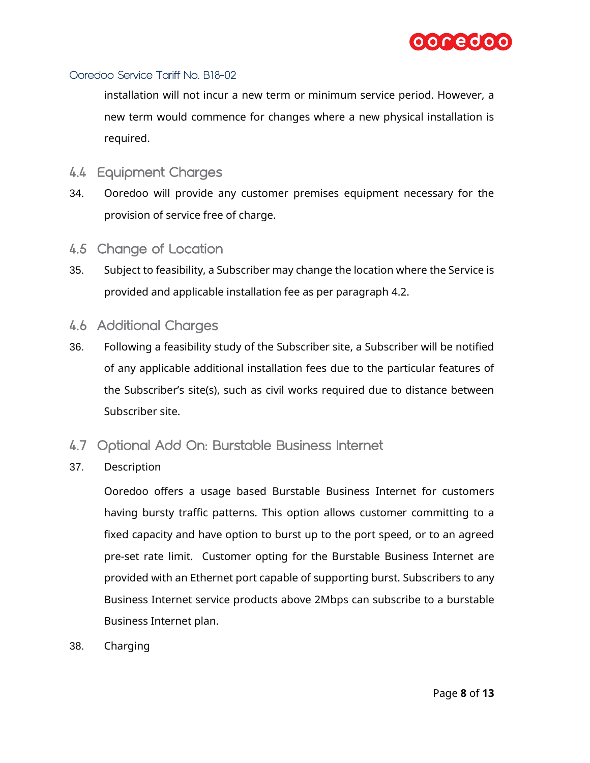installation will not incur a new term or minimum service period. However, a new term would commence for changes where a new physical installation is required.

## 4.4 Equipment Charges

34. Ooredoo will provide any customer premises equipment necessary for the provision of service free of charge.

## 4.5 Change of Location

35. Subject to feasibility, a Subscriber may change the location where the Service is provided and applicable installation fee as per paragraph 4.2.

## 4.6 Additional Charges

36. Following a feasibility study of the Subscriber site, a Subscriber will be notified of any applicable additional installation fees due to the particular features of the Subscriber's site(s), such as civil works required due to distance between Subscriber site.

## 4.7 Optional Add On: Burstable Business Internet

37. Description

    Ooredoo offers a usage based Burstable Business Internet for customers having bursty traffic patterns. This option allows customer committing to a fixed capacity and have option to burst up to the port speed, or to an agreed pre-set rate limit. Customer opting for the Burstable Business Internet are provided with an Ethernet port capable of supporting burst. Subscribers to any Business Internet service products above 2Mbps can subscribe to a burstable Business Internet plan.

38. Charging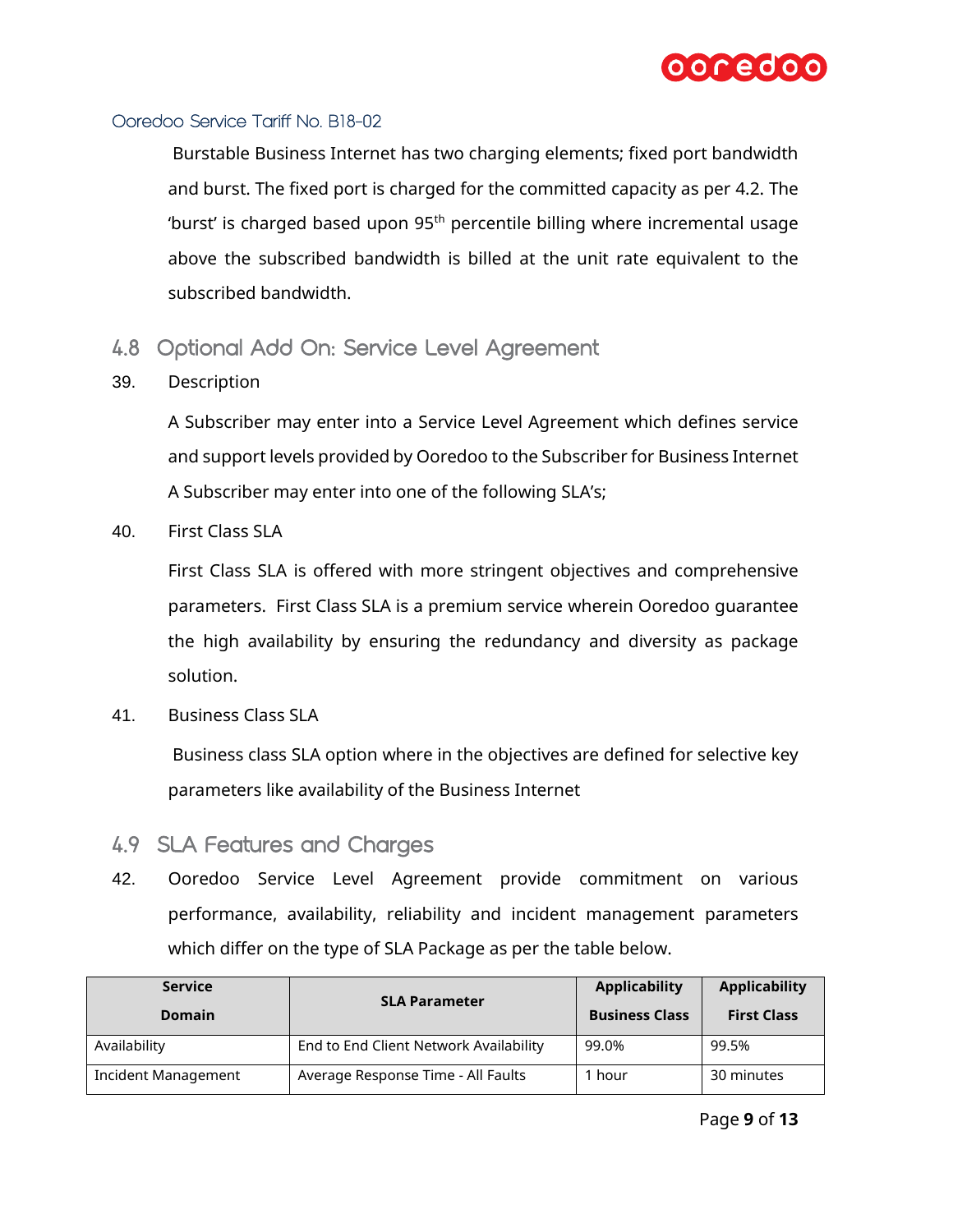Burstable Business Internet has two charging elements; fixed port bandwidth and burst. The fixed port is charged for the committed capacity as per 4.2. The 'burst' is charged based upon 95th percentile billing where incremental usage above the subscribed bandwidth is billed at the unit rate equivalent to the subscribed bandwidth.

## 4.8 Optional Add On: Service Level Agreement

39. Description

A Subscriber may enter into a Service Level Agreement which defines service and support levels provided by Ooredoo to the Subscriber for Business Internet A Subscriber may enter into one of the following SLA's;

40. First Class SLA

First Class SLA is offered with more stringent objectives and comprehensive parameters. First Class SLA is a premium service wherein Ooredoo guarantee the high availability by ensuring the redundancy and diversity as package solution.

41. Business Class SLA

Business class SLA option where in the objectives are defined for selective key parameters like availability of the Business Internet

## 4.9 SLA Features and Charges

42. Ooredoo Service Level Agreement provide commitment on various performance, availability, reliability and incident management parameters which differ on the type of SLA Package as per the table below.

| Service Domain | SLA Parameter | Applicability Business Class | Applicability First Class |
|---|---|---|---|
| Availability | End to End Client Network Availability | 99.0% | 99.5% |
| Incident Management | Average Response Time - All Faults | 1 hour | 30 minutes |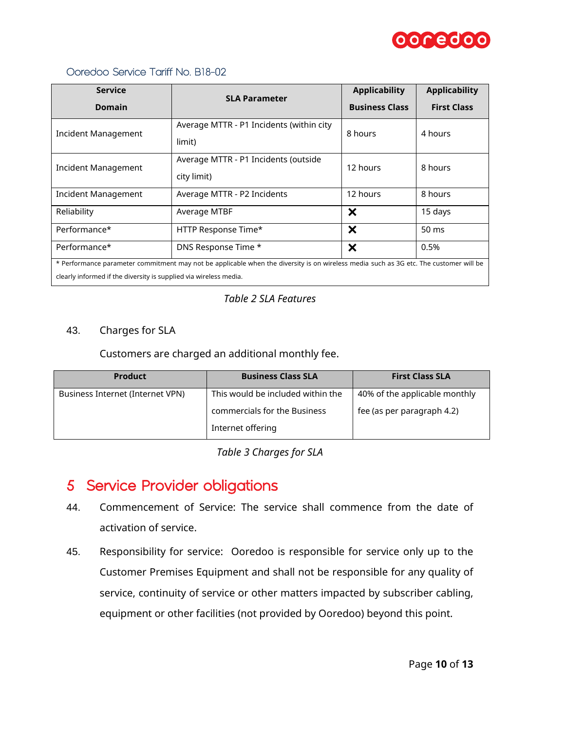Ooredoo Service Tariff No. B18-02

| Service Domain | SLA Parameter | Applicability Business Class | Applicability First Class |
|---|---|---|---|
| Incident Management | Average MTTR - P1 Incidents (within city limit) | 8 hours | 4 hours |
| Incident Management | Average MTTR - P1 Incidents (outside city limit) | 12 hours | 8 hours |
| Incident Management | Average MTTR - P2 Incidents | 12 hours | 8 hours |
| Reliability | Average MTBF | ✕ | 15 days |
| Performance* | HTTP Response Time* | ✕ | 50 ms |
| Performance* | DNS Response Time * | ✕ | 0.5% |
| * Performance parameter commitment may not be applicable when the diversity is on wireless media such as 3G etc. The customer will be clearly informed if the diversity is supplied via wireless media. | | | |

*Table 2 SLA Features*

43. Charges for SLA

Customers are charged an additional monthly fee.

| Product | Business Class SLA | First Class SLA |
|---|---|---|
| Business Internet (Internet VPN) | This would be included within the commercials for the Business Internet offering | 40% of the applicable monthly fee (as per paragraph 4.2) |

*Table 3 Charges for SLA*

# 5 Service Provider obligations

44. Commencement of Service: The service shall commence from the date of activation of service.

45. Responsibility for service: Ooredoo is responsible for service only up to the Customer Premises Equipment and shall not be responsible for any quality of service, continuity of service or other matters impacted by subscriber cabling, equipment or other facilities (not provided by Ooredoo) beyond this point.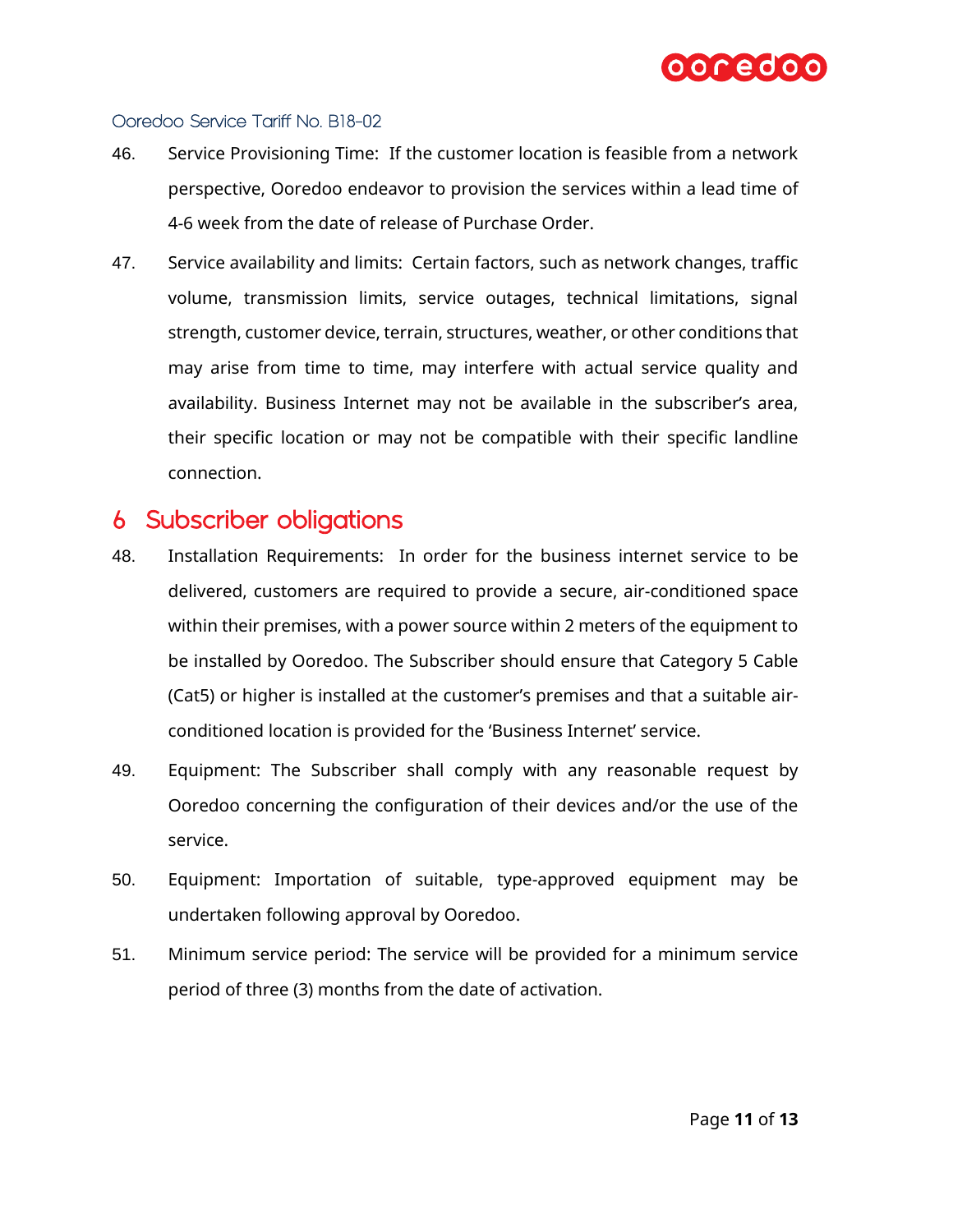46. Service Provisioning Time: If the customer location is feasible from a network perspective, Ooredoo endeavor to provision the services within a lead time of 4-6 week from the date of release of Purchase Order.

47. Service availability and limits: Certain factors, such as network changes, traffic volume, transmission limits, service outages, technical limitations, signal strength, customer device, terrain, structures, weather, or other conditions that may arise from time to time, may interfere with actual service quality and availability. Business Internet may not be available in the subscriber's area, their specific location or may not be compatible with their specific landline connection.

## 6 Subscriber obligations

48. Installation Requirements: In order for the business internet service to be delivered, customers are required to provide a secure, air-conditioned space within their premises, with a power source within 2 meters of the equipment to be installed by Ooredoo. The Subscriber should ensure that Category 5 Cable (Cat5) or higher is installed at the customer's premises and that a suitable air-conditioned location is provided for the 'Business Internet' service.

49. Equipment: The Subscriber shall comply with any reasonable request by Ooredoo concerning the configuration of their devices and/or the use of the service.

50. Equipment: Importation of suitable, type-approved equipment may be undertaken following approval by Ooredoo.

51. Minimum service period: The service will be provided for a minimum service period of three (3) months from the date of activation.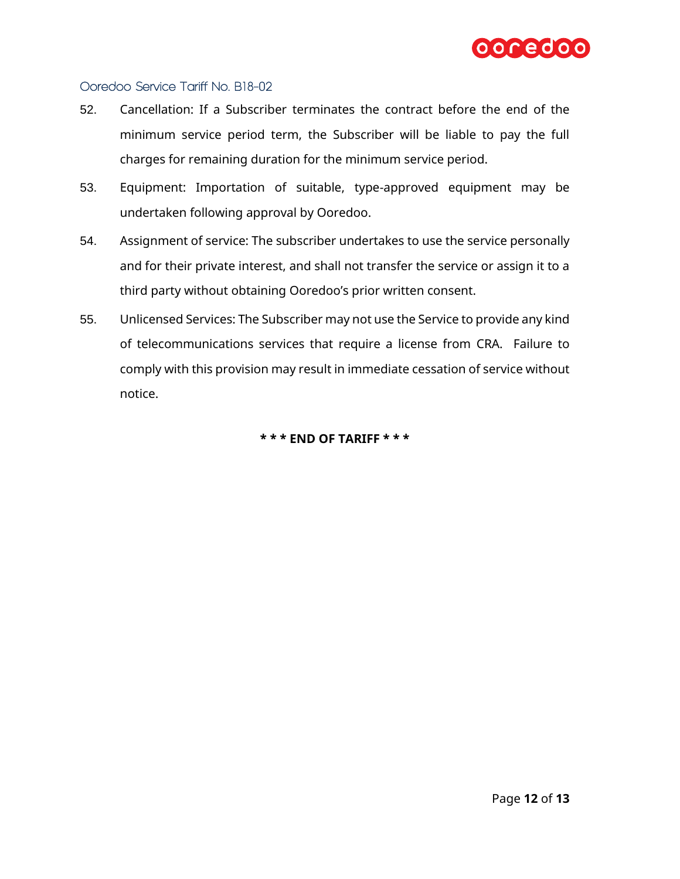52. Cancellation: If a Subscriber terminates the contract before the end of the minimum service period term, the Subscriber will be liable to pay the full charges for remaining duration for the minimum service period.

53. Equipment: Importation of suitable, type-approved equipment may be undertaken following approval by Ooredoo.

54. Assignment of service: The subscriber undertakes to use the service personally and for their private interest, and shall not transfer the service or assign it to a third party without obtaining Ooredoo's prior written consent.

55. Unlicensed Services: The Subscriber may not use the Service to provide any kind of telecommunications services that require a license from CRA. Failure to comply with this provision may result in immediate cessation of service without notice.

**\* \* \* END OF TARIFF \* \* \***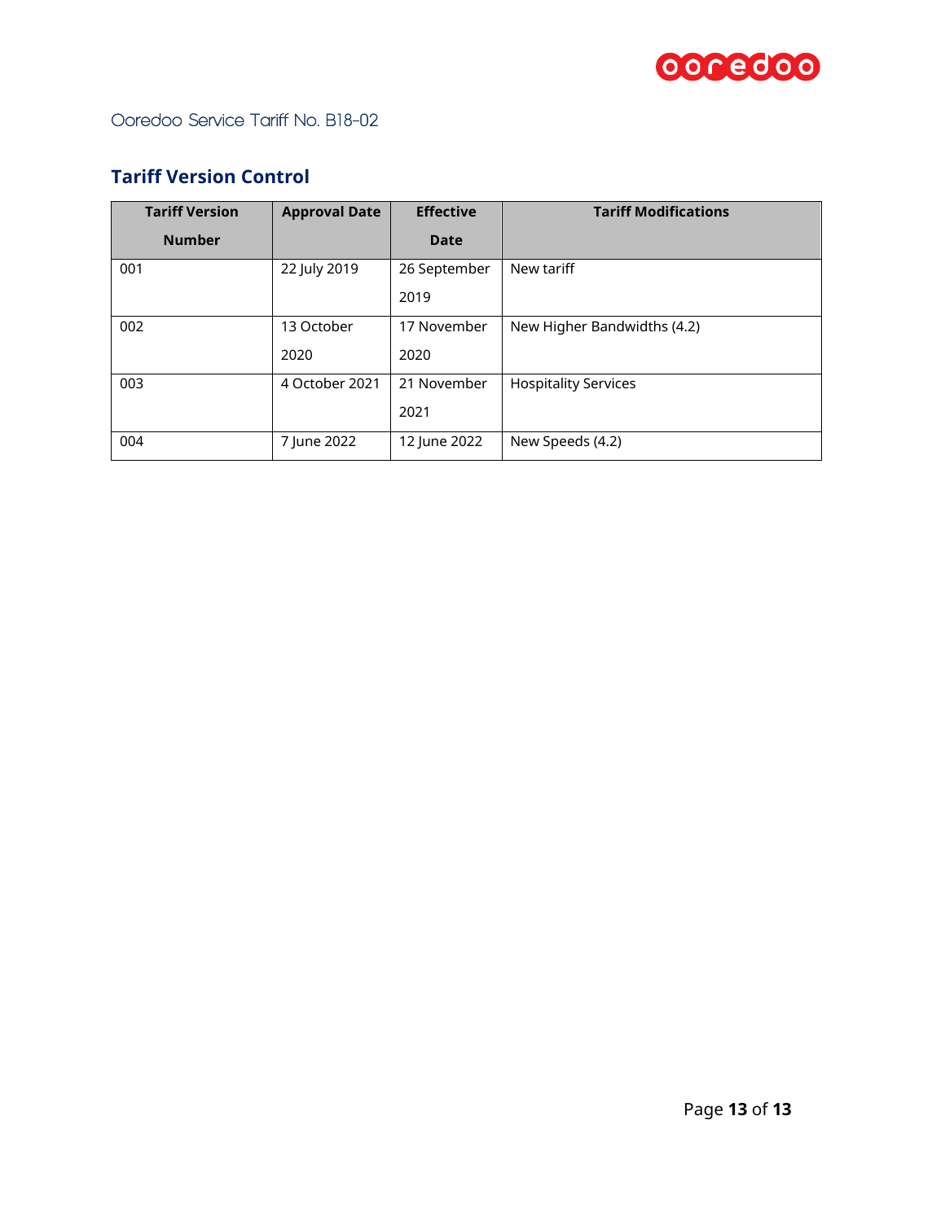Ooredoo Service Tariff No. B18-02

## Tariff Version Control

| Tariff Version Number | Approval Date | Effective Date | Tariff Modifications |
|---|---|---|---|
| 001 | 22 July 2019 | 26 September 2019 | New tariff |
| 002 | 13 October 2020 | 17 November 2020 | New Higher Bandwidths (4.2) |
| 003 | 4 October 2021 | 21 November 2021 | Hospitality Services |
| 004 | 7 June 2022 | 12 June 2022 | New Speeds (4.2) |